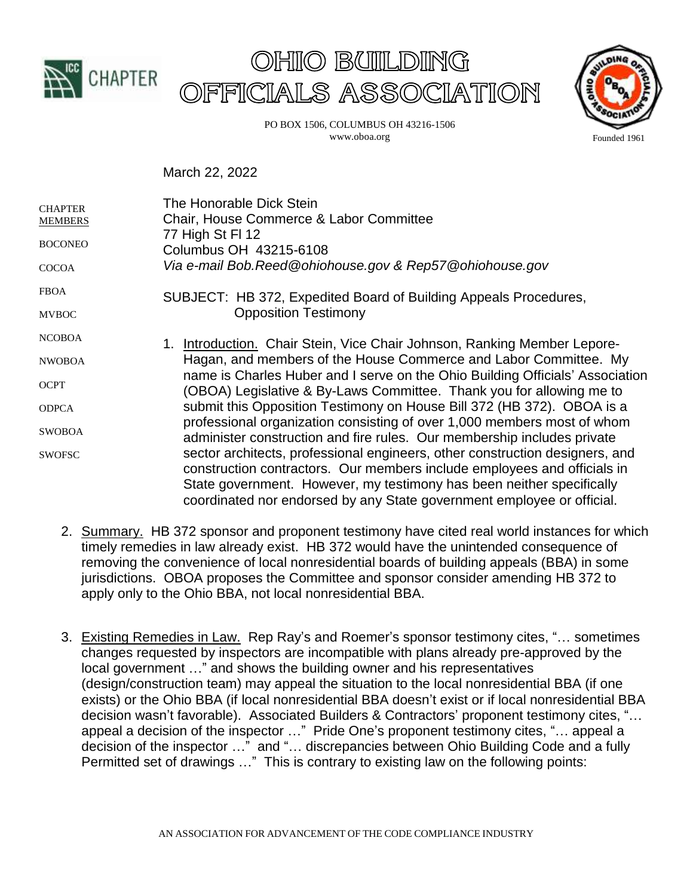# OHIO BUILDING OFFICIALS ASSOCIATION

PO BOX 1506, COLUMBUS OH 43216-1506
www.oboa.org

Founded 1961

CHAPTER MEMBERS

BOCONEO

COCOA

FBOA

MVBOC

NCOBOA

NWOBOA

OCPT

ODPCA

SWOBOA

SWOFSC

March 22, 2022

The Honorable Dick Stein
Chair, House Commerce & Labor Committee
77 High St Fl 12
Columbus OH 43215-6108
*Via e-mail Bob.Reed@ohiohouse.gov & Rep57@ohiohouse.gov*

SUBJECT: HB 372, Expedited Board of Building Appeals Procedures, Opposition Testimony

1. Introduction. Chair Stein, Vice Chair Johnson, Ranking Member Lepore-Hagan, and members of the House Commerce and Labor Committee. My name is Charles Huber and I serve on the Ohio Building Officials' Association (OBOA) Legislative & By-Laws Committee. Thank you for allowing me to submit this Opposition Testimony on House Bill 372 (HB 372). OBOA is a professional organization consisting of over 1,000 members most of whom administer construction and fire rules. Our membership includes private sector architects, professional engineers, other construction designers, and construction contractors. Our members include employees and officials in State government. However, my testimony has been neither specifically coordinated nor endorsed by any State government employee or official.

2. Summary. HB 372 sponsor and proponent testimony have cited real world instances for which timely remedies in law already exist. HB 372 would have the unintended consequence of removing the convenience of local nonresidential boards of building appeals (BBA) in some jurisdictions. OBOA proposes the Committee and sponsor consider amending HB 372 to apply only to the Ohio BBA, not local nonresidential BBA.

3. Existing Remedies in Law. Rep Ray's and Roemer's sponsor testimony cites, "… sometimes changes requested by inspectors are incompatible with plans already pre-approved by the local government …" and shows the building owner and his representatives (design/construction team) may appeal the situation to the local nonresidential BBA (if one exists) or the Ohio BBA (if local nonresidential BBA doesn't exist or if local nonresidential BBA decision wasn't favorable). Associated Builders & Contractors' proponent testimony cites, "… appeal a decision of the inspector …" Pride One's proponent testimony cites, "… appeal a decision of the inspector …" and "… discrepancies between Ohio Building Code and a fully Permitted set of drawings …" This is contrary to existing law on the following points:

AN ASSOCIATION FOR ADVANCEMENT OF THE CODE COMPLIANCE INDUSTRY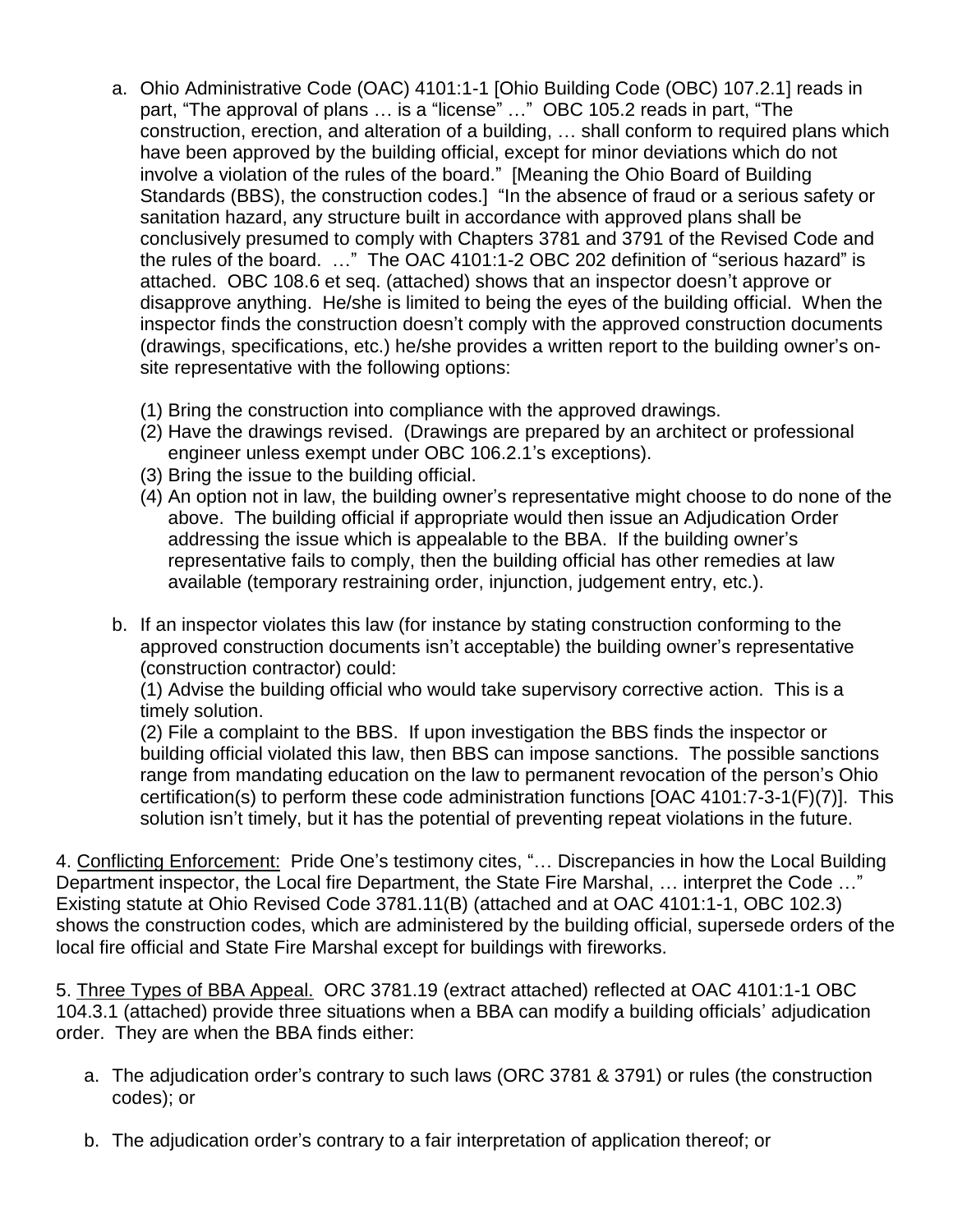a. Ohio Administrative Code (OAC) 4101:1-1 [Ohio Building Code (OBC) 107.2.1] reads in part, "The approval of plans … is a "license" …" OBC 105.2 reads in part, "The construction, erection, and alteration of a building, … shall conform to required plans which have been approved by the building official, except for minor deviations which do not involve a violation of the rules of the board." [Meaning the Ohio Board of Building Standards (BBS), the construction codes.] "In the absence of fraud or a serious safety or sanitation hazard, any structure built in accordance with approved plans shall be conclusively presumed to comply with Chapters 3781 and 3791 of the Revised Code and the rules of the board. …" The OAC 4101:1-2 OBC 202 definition of "serious hazard" is attached. OBC 108.6 et seq. (attached) shows that an inspector doesn't approve or disapprove anything. He/she is limited to being the eyes of the building official. When the inspector finds the construction doesn't comply with the approved construction documents (drawings, specifications, etc.) he/she provides a written report to the building owner's on-site representative with the following options:

   (1) Bring the construction into compliance with the approved drawings.
   (2) Have the drawings revised. (Drawings are prepared by an architect or professional engineer unless exempt under OBC 106.2.1's exceptions).
   (3) Bring the issue to the building official.
   (4) An option not in law, the building owner's representative might choose to do none of the above. The building official if appropriate would then issue an Adjudication Order addressing the issue which is appealable to the BBA. If the building owner's representative fails to comply, then the building official has other remedies at law available (temporary restraining order, injunction, judgement entry, etc.).

b. If an inspector violates this law (for instance by stating construction conforming to the approved construction documents isn't acceptable) the building owner's representative (construction contractor) could:
   (1) Advise the building official who would take supervisory corrective action. This is a timely solution.
   (2) File a complaint to the BBS. If upon investigation the BBS finds the inspector or building official violated this law, then BBS can impose sanctions. The possible sanctions range from mandating education on the law to permanent revocation of the person's Ohio certification(s) to perform these code administration functions [OAC 4101:7-3-1(F)(7)]. This solution isn't timely, but it has the potential of preventing repeat violations in the future.

4. Conflicting Enforcement: Pride One's testimony cites, "… Discrepancies in how the Local Building Department inspector, the Local fire Department, the State Fire Marshal, … interpret the Code …" Existing statute at Ohio Revised Code 3781.11(B) (attached and at OAC 4101:1-1, OBC 102.3) shows the construction codes, which are administered by the building official, supersede orders of the local fire official and State Fire Marshal except for buildings with fireworks.

5. Three Types of BBA Appeal. ORC 3781.19 (extract attached) reflected at OAC 4101:1-1 OBC 104.3.1 (attached) provide three situations when a BBA can modify a building officials' adjudication order. They are when the BBA finds either:

a. The adjudication order's contrary to such laws (ORC 3781 & 3791) or rules (the construction codes); or

b. The adjudication order's contrary to a fair interpretation of application thereof; or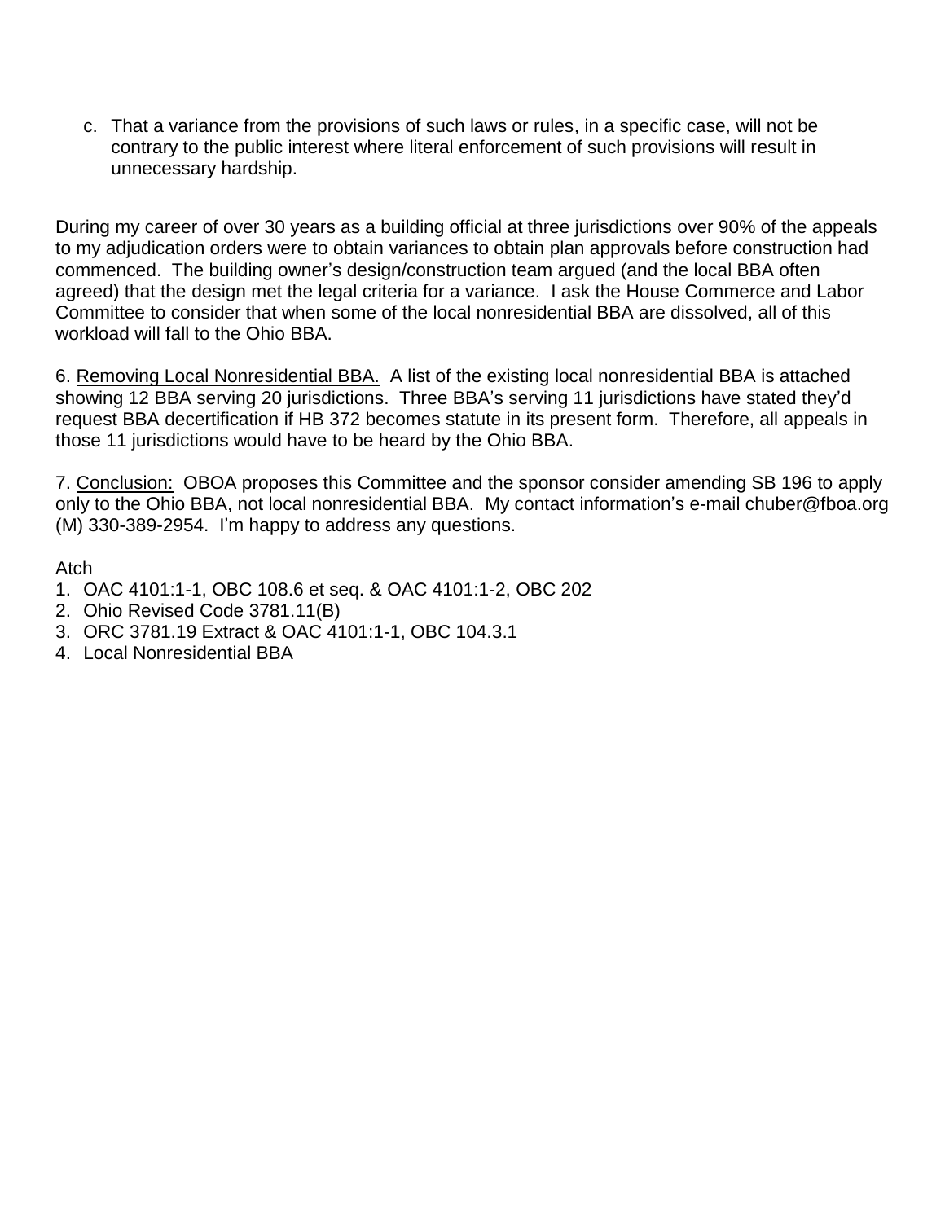c. That a variance from the provisions of such laws or rules, in a specific case, will not be contrary to the public interest where literal enforcement of such provisions will result in unnecessary hardship.

During my career of over 30 years as a building official at three jurisdictions over 90% of the appeals to my adjudication orders were to obtain variances to obtain plan approvals before construction had commenced. The building owner's design/construction team argued (and the local BBA often agreed) that the design met the legal criteria for a variance. I ask the House Commerce and Labor Committee to consider that when some of the local nonresidential BBA are dissolved, all of this workload will fall to the Ohio BBA.

6. <u>Removing Local Nonresidential BBA.</u> A list of the existing local nonresidential BBA is attached showing 12 BBA serving 20 jurisdictions. Three BBA's serving 11 jurisdictions have stated they'd request BBA decertification if HB 372 becomes statute in its present form. Therefore, all appeals in those 11 jurisdictions would have to be heard by the Ohio BBA.

7. <u>Conclusion:</u> OBOA proposes this Committee and the sponsor consider amending SB 196 to apply only to the Ohio BBA, not local nonresidential BBA. My contact information's e-mail chuber@fboa.org (M) 330-389-2954. I'm happy to address any questions.

Atch

1. OAC 4101:1-1, OBC 108.6 et seq. & OAC 4101:1-2, OBC 202
2. Ohio Revised Code 3781.11(B)
3. ORC 3781.19 Extract & OAC 4101:1-1, OBC 104.3.1
4. Local Nonresidential BBA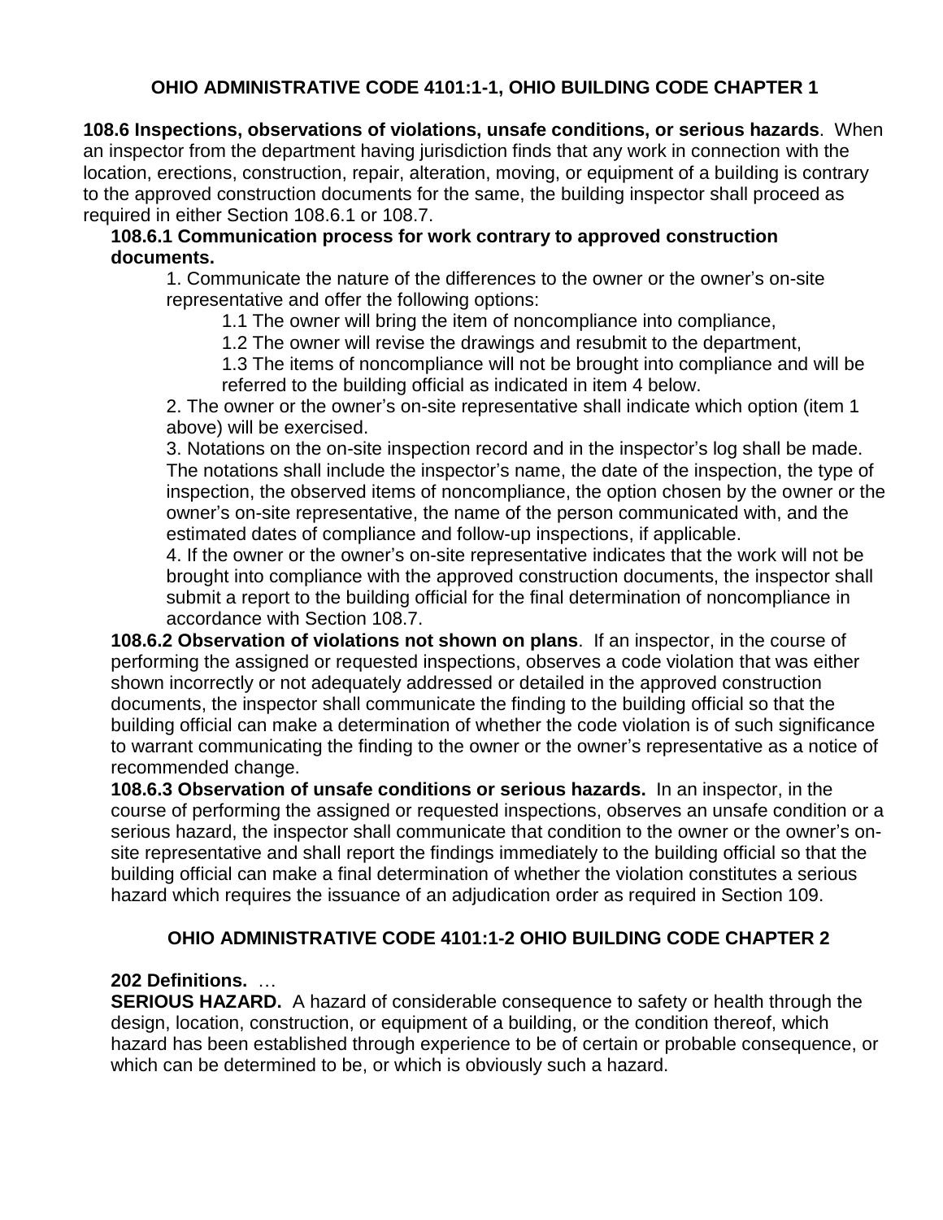## OHIO ADMINISTRATIVE CODE 4101:1-1, OHIO BUILDING CODE CHAPTER 1

**108.6 Inspections, observations of violations, unsafe conditions, or serious hazards**. When an inspector from the department having jurisdiction finds that any work in connection with the location, erections, construction, repair, alteration, moving, or equipment of a building is contrary to the approved construction documents for the same, the building inspector shall proceed as required in either Section 108.6.1 or 108.7.

**108.6.1 Communication process for work contrary to approved construction documents.**

1. Communicate the nature of the differences to the owner or the owner's on-site representative and offer the following options:
   - 1.1 The owner will bring the item of noncompliance into compliance,
   - 1.2 The owner will revise the drawings and resubmit to the department,
   - 1.3 The items of noncompliance will not be brought into compliance and will be referred to the building official as indicated in item 4 below.
2. The owner or the owner's on-site representative shall indicate which option (item 1 above) will be exercised.
3. Notations on the on-site inspection record and in the inspector's log shall be made. The notations shall include the inspector's name, the date of the inspection, the type of inspection, the observed items of noncompliance, the option chosen by the owner or the owner's on-site representative, the name of the person communicated with, and the estimated dates of compliance and follow-up inspections, if applicable.
4. If the owner or the owner's on-site representative indicates that the work will not be brought into compliance with the approved construction documents, the inspector shall submit a report to the building official for the final determination of noncompliance in accordance with Section 108.7.

**108.6.2 Observation of violations not shown on plans**. If an inspector, in the course of performing the assigned or requested inspections, observes a code violation that was either shown incorrectly or not adequately addressed or detailed in the approved construction documents, the inspector shall communicate the finding to the building official so that the building official can make a determination of whether the code violation is of such significance to warrant communicating the finding to the owner or the owner's representative as a notice of recommended change.

**108.6.3 Observation of unsafe conditions or serious hazards.** In an inspector, in the course of performing the assigned or requested inspections, observes an unsafe condition or a serious hazard, the inspector shall communicate that condition to the owner or the owner's on-site representative and shall report the findings immediately to the building official so that the building official can make a final determination of whether the violation constitutes a serious hazard which requires the issuance of an adjudication order as required in Section 109.

## OHIO ADMINISTRATIVE CODE 4101:1-2 OHIO BUILDING CODE CHAPTER 2

**202 Definitions.** …

**SERIOUS HAZARD.** A hazard of considerable consequence to safety or health through the design, location, construction, or equipment of a building, or the condition thereof, which hazard has been established through experience to be of certain or probable consequence, or which can be determined to be, or which is obviously such a hazard.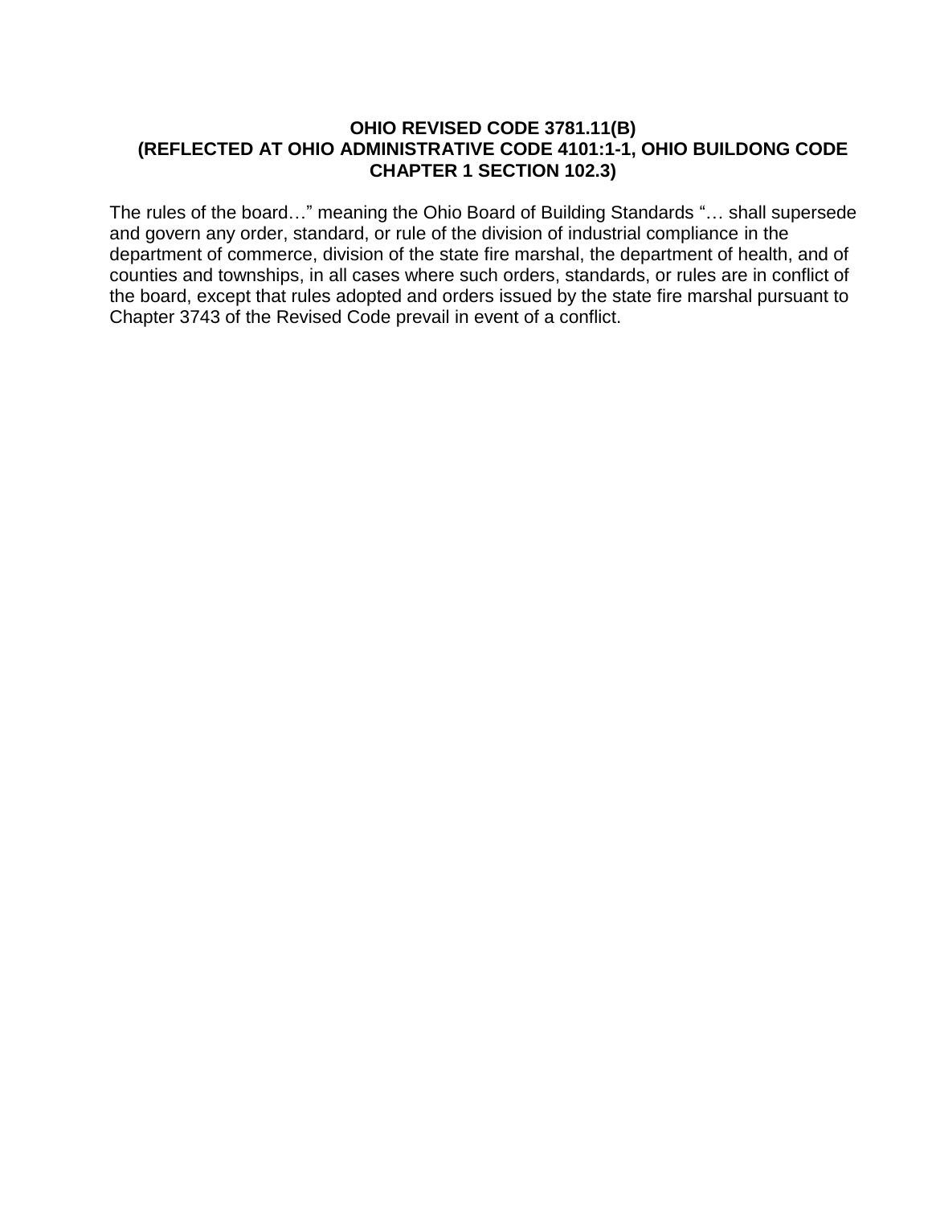**OHIO REVISED CODE 3781.11(B)**
**(REFLECTED AT OHIO ADMINISTRATIVE CODE 4101:1-1, OHIO BUILDONG CODE CHAPTER 1 SECTION 102.3)**

The rules of the board…" meaning the Ohio Board of Building Standards "… shall supersede and govern any order, standard, or rule of the division of industrial compliance in the department of commerce, division of the state fire marshal, the department of health, and of counties and townships, in all cases where such orders, standards, or rules are in conflict of the board, except that rules adopted and orders issued by the state fire marshal pursuant to Chapter 3743 of the Revised Code prevail in event of a conflict.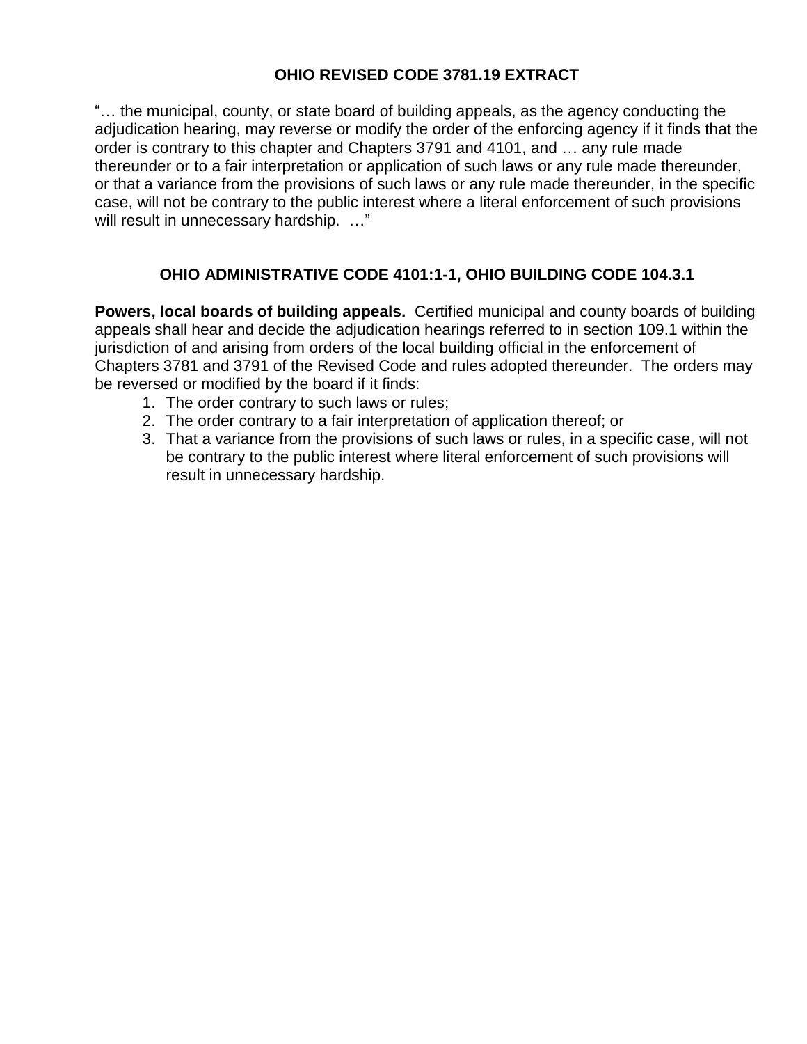## OHIO REVISED CODE 3781.19 EXTRACT

"… the municipal, county, or state board of building appeals, as the agency conducting the adjudication hearing, may reverse or modify the order of the enforcing agency if it finds that the order is contrary to this chapter and Chapters 3791 and 4101, and … any rule made thereunder or to a fair interpretation or application of such laws or any rule made thereunder, or that a variance from the provisions of such laws or any rule made thereunder, in the specific case, will not be contrary to the public interest where a literal enforcement of such provisions will result in unnecessary hardship. …"

## OHIO ADMINISTRATIVE CODE 4101:1-1, OHIO BUILDING CODE 104.3.1

**Powers, local boards of building appeals.** Certified municipal and county boards of building appeals shall hear and decide the adjudication hearings referred to in section 109.1 within the jurisdiction of and arising from orders of the local building official in the enforcement of Chapters 3781 and 3791 of the Revised Code and rules adopted thereunder. The orders may be reversed or modified by the board if it finds:

1. The order contrary to such laws or rules;
2. The order contrary to a fair interpretation of application thereof; or
3. That a variance from the provisions of such laws or rules, in a specific case, will not be contrary to the public interest where literal enforcement of such provisions will result in unnecessary hardship.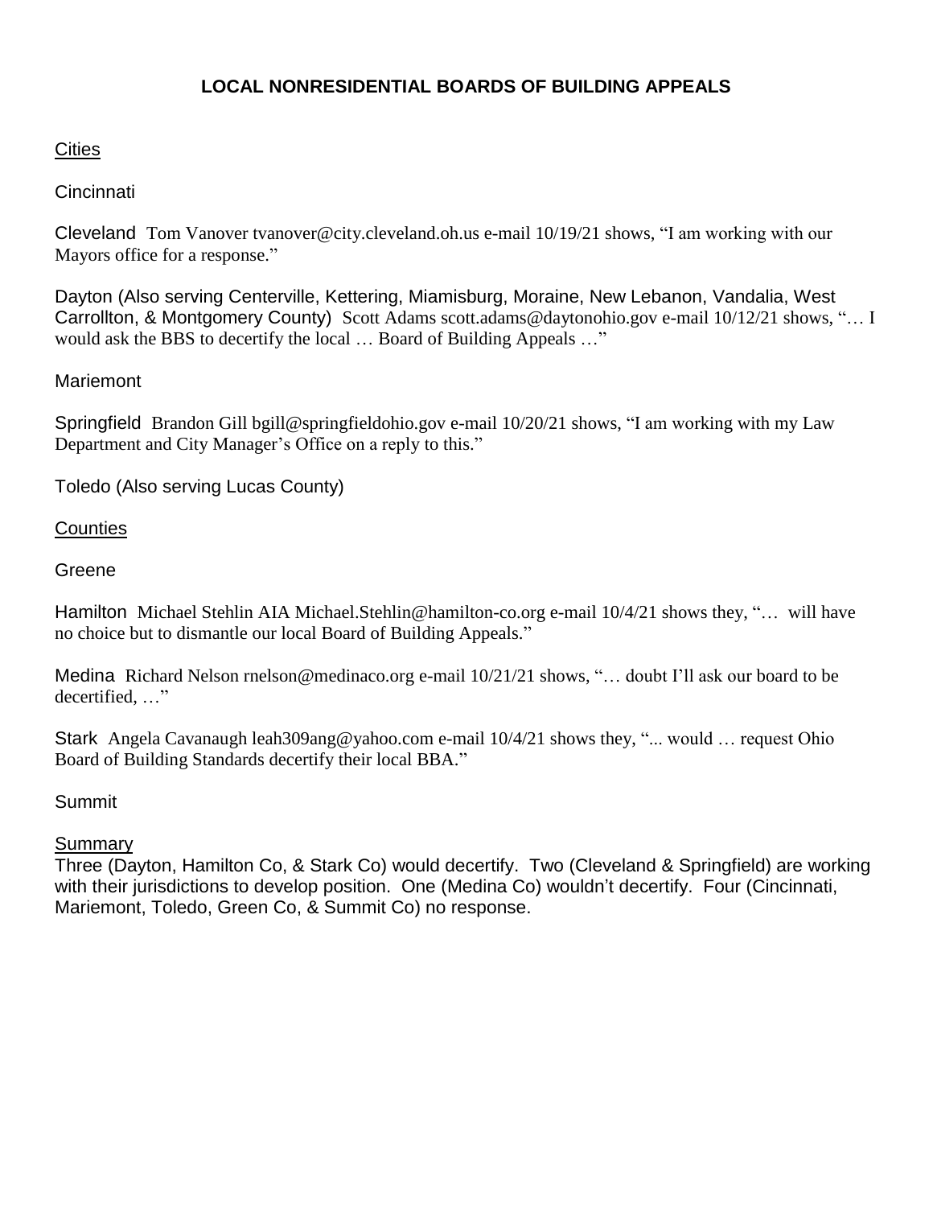# LOCAL NONRESIDENTIAL BOARDS OF BUILDING APPEALS

Cities

Cincinnati

Cleveland Tom Vanover tvanover@city.cleveland.oh.us e-mail 10/19/21 shows, "I am working with our Mayors office for a response."

Dayton (Also serving Centerville, Kettering, Miamisburg, Moraine, New Lebanon, Vandalia, West Carrollton, & Montgomery County) Scott Adams scott.adams@daytonohio.gov e-mail 10/12/21 shows, "… I would ask the BBS to decertify the local … Board of Building Appeals …"

Mariemont

Springfield Brandon Gill bgill@springfieldohio.gov e-mail 10/20/21 shows, "I am working with my Law Department and City Manager's Office on a reply to this."

Toledo (Also serving Lucas County)

Counties

Greene

Hamilton Michael Stehlin AIA Michael.Stehlin@hamilton-co.org e-mail 10/4/21 shows they, "… will have no choice but to dismantle our local Board of Building Appeals."

Medina Richard Nelson rnelson@medinaco.org e-mail 10/21/21 shows, "… doubt I'll ask our board to be decertified, …"

Stark Angela Cavanaugh leah309ang@yahoo.com e-mail 10/4/21 shows they, "... would … request Ohio Board of Building Standards decertify their local BBA."

Summit

Summary

Three (Dayton, Hamilton Co, & Stark Co) would decertify. Two (Cleveland & Springfield) are working with their jurisdictions to develop position. One (Medina Co) wouldn't decertify. Four (Cincinnati, Mariemont, Toledo, Green Co, & Summit Co) no response.